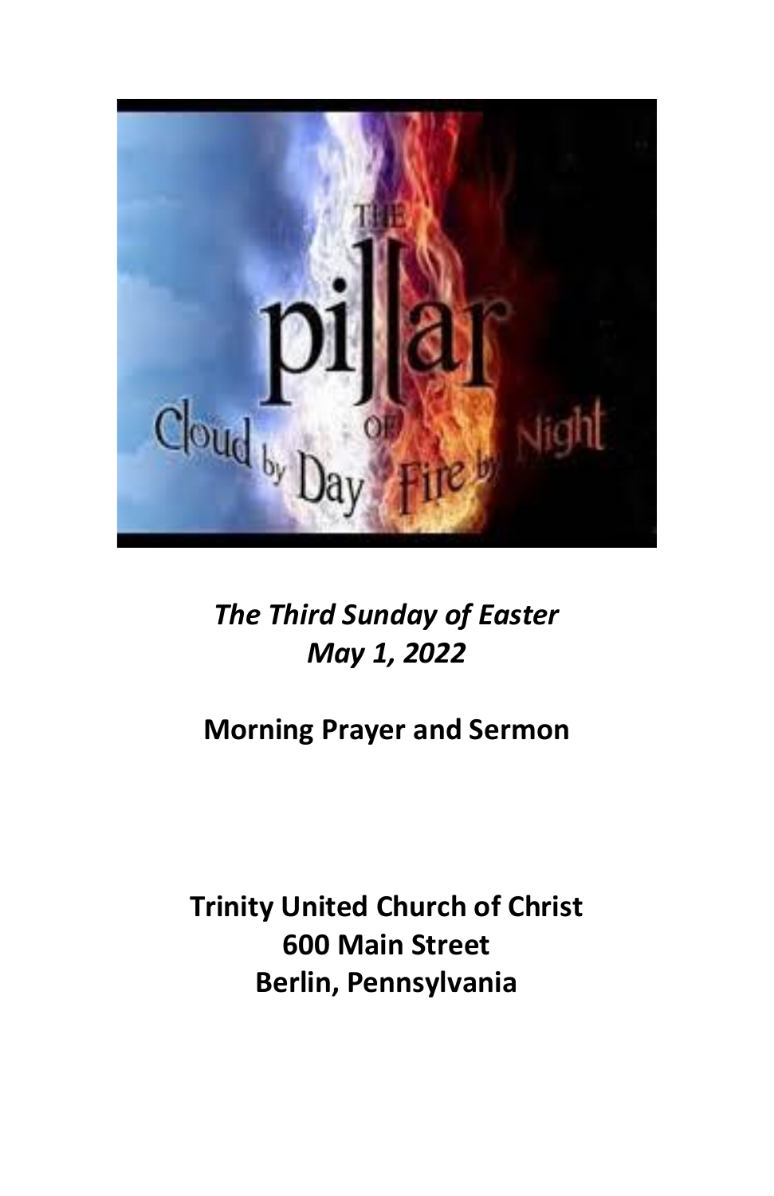*The Third Sunday of Easter*
*May 1, 2022*

**Morning Prayer and Sermon**

**Trinity United Church of Christ**
**600 Main Street**
**Berlin, Pennsylvania**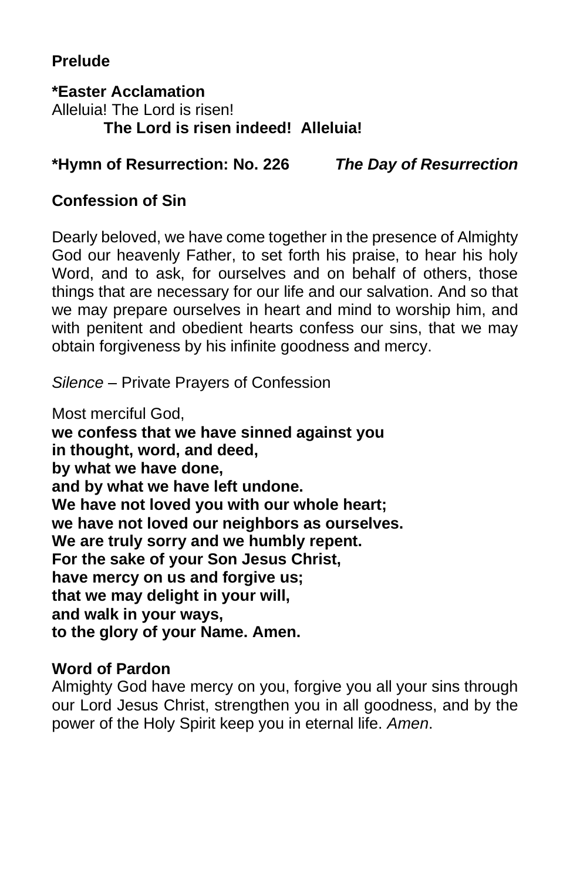**Prelude**

**\*Easter Acclamation**
Alleluia! The Lord is risen!
**The Lord is risen indeed! Alleluia!**

**\*Hymn of Resurrection: No. 226** ***The Day of Resurrection***

**Confession of Sin**

Dearly beloved, we have come together in the presence of Almighty God our heavenly Father, to set forth his praise, to hear his holy Word, and to ask, for ourselves and on behalf of others, those things that are necessary for our life and our salvation. And so that we may prepare ourselves in heart and mind to worship him, and with penitent and obedient hearts confess our sins, that we may obtain forgiveness by his infinite goodness and mercy.

*Silence* – Private Prayers of Confession

Most merciful God,
**we confess that we have sinned against you**
**in thought, word, and deed,**
**by what we have done,**
**and by what we have left undone.**
**We have not loved you with our whole heart;**
**we have not loved our neighbors as ourselves.**
**We are truly sorry and we humbly repent.**
**For the sake of your Son Jesus Christ,**
**have mercy on us and forgive us;**
**that we may delight in your will,**
**and walk in your ways,**
**to the glory of your Name. Amen.**

**Word of Pardon**
Almighty God have mercy on you, forgive you all your sins through our Lord Jesus Christ, strengthen you in all goodness, and by the power of the Holy Spirit keep you in eternal life. *Amen*.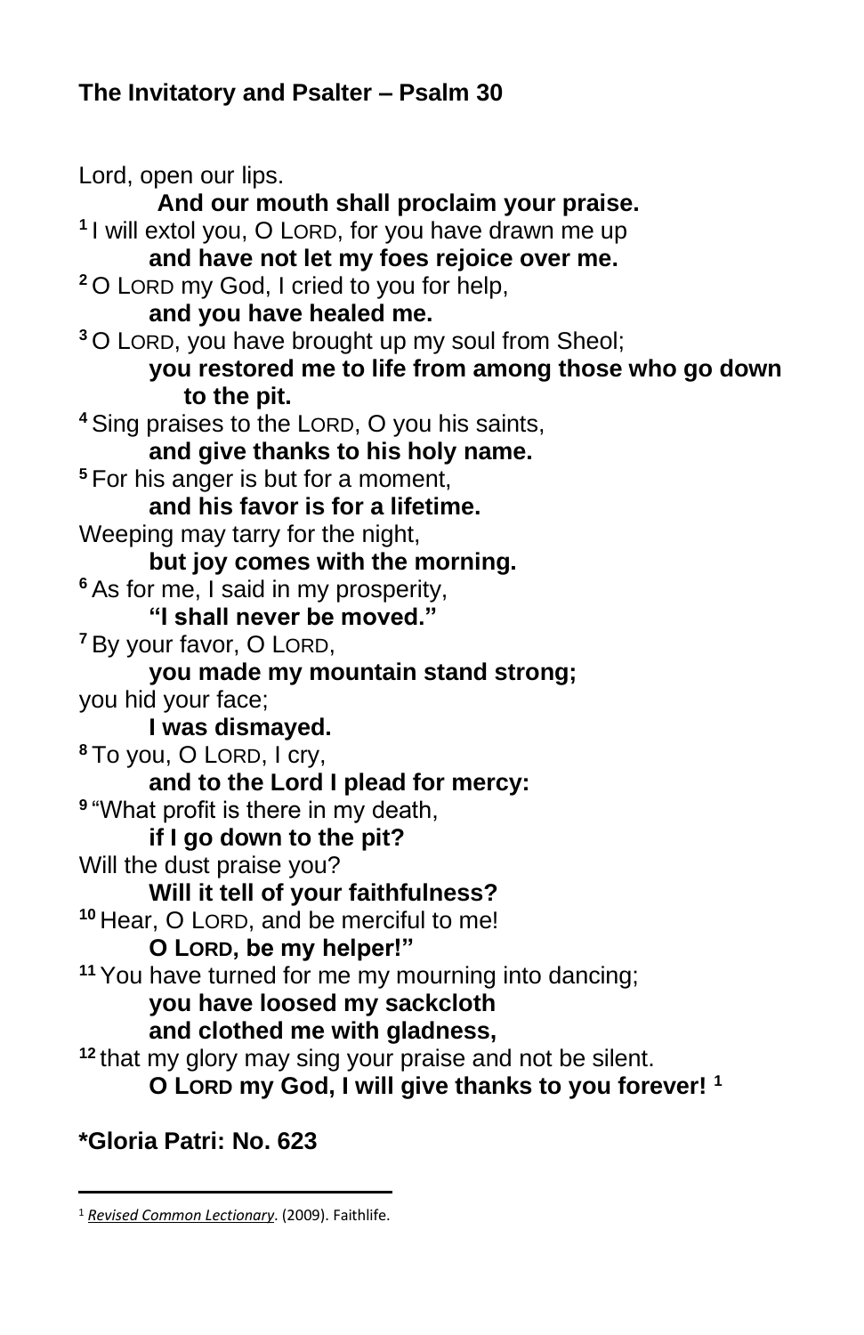## The Invitatory and Psalter – Psalm 30

Lord, open our lips.
**And our mouth shall proclaim your praise.**
[1] I will extol you, O LORD, for you have drawn me up
**and have not let my foes rejoice over me.**
[2] O LORD my God, I cried to you for help,
**and you have healed me.**
[3] O LORD, you have brought up my soul from Sheol;
**you restored me to life from among those who go down to the pit.**
[4] Sing praises to the LORD, O you his saints,
**and give thanks to his holy name.**
[5] For his anger is but for a moment,
**and his favor is for a lifetime.**
Weeping may tarry for the night,
**but joy comes with the morning.**
[6] As for me, I said in my prosperity,
**"I shall never be moved."**
[7] By your favor, O LORD,
**you made my mountain stand strong;**
you hid your face;
**I was dismayed.**
[8] To you, O LORD, I cry,
**and to the Lord I plead for mercy:**
[9] "What profit is there in my death,
**if I go down to the pit?**
Will the dust praise you?
**Will it tell of your faithfulness?**
[10] Hear, O LORD, and be merciful to me!
**O LORD, be my helper!"**
[11] You have turned for me my mourning into dancing;
**you have loosed my sackcloth**
**and clothed me with gladness,**
[12] that my glory may sing your praise and not be silent.
**O LORD my God, I will give thanks to you forever!** [1]

**\*Gloria Patri: No. 623**

---

[1] *Revised Common Lectionary*. (2009). Faithlife.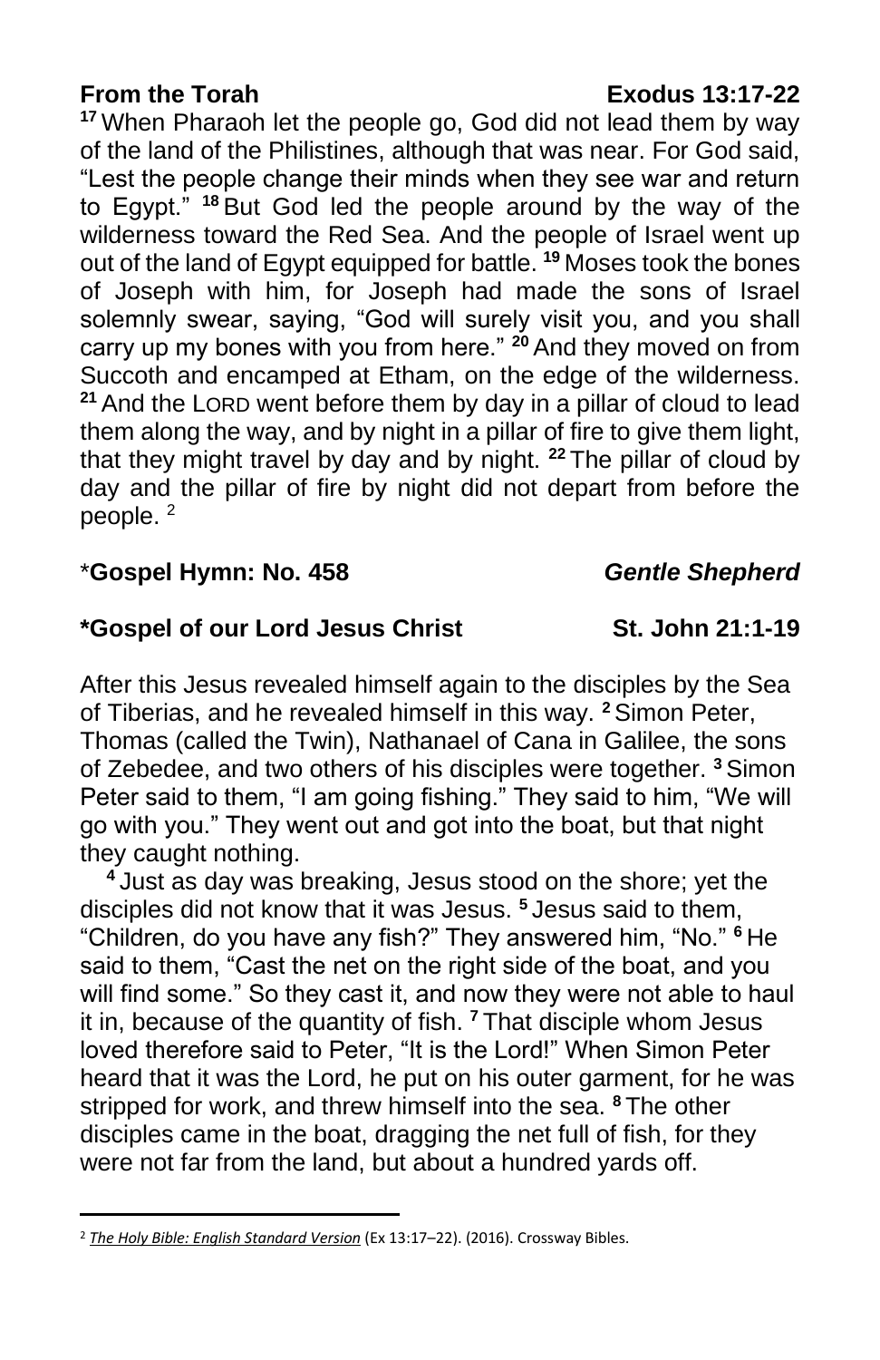**From the Torah** **Exodus 13:17-22**

[17] When Pharaoh let the people go, God did not lead them by way of the land of the Philistines, although that was near. For God said, "Lest the people change their minds when they see war and return to Egypt." [18] But God led the people around by the way of the wilderness toward the Red Sea. And the people of Israel went up out of the land of Egypt equipped for battle. [19] Moses took the bones of Joseph with him, for Joseph had made the sons of Israel solemnly swear, saying, "God will surely visit you, and you shall carry up my bones with you from here." [20] And they moved on from Succoth and encamped at Etham, on the edge of the wilderness. [21] And the LORD went before them by day in a pillar of cloud to lead them along the way, and by night in a pillar of fire to give them light, that they might travel by day and by night. [22] The pillar of cloud by day and the pillar of fire by night did not depart from before the people. [2]

*__Gospel Hymn: No. 458__ ***Gentle Shepherd***

***Gospel of our Lord Jesus Christ** **St. John 21:1-19**

After this Jesus revealed himself again to the disciples by the Sea of Tiberias, and he revealed himself in this way. [2] Simon Peter, Thomas (called the Twin), Nathanael of Cana in Galilee, the sons of Zebedee, and two others of his disciples were together. [3] Simon Peter said to them, "I am going fishing." They said to him, "We will go with you." They went out and got into the boat, but that night they caught nothing.

[4] Just as day was breaking, Jesus stood on the shore; yet the disciples did not know that it was Jesus. [5] Jesus said to them, "Children, do you have any fish?" They answered him, "No." [6] He said to them, "Cast the net on the right side of the boat, and you will find some." So they cast it, and now they were not able to haul it in, because of the quantity of fish. [7] That disciple whom Jesus loved therefore said to Peter, "It is the Lord!" When Simon Peter heard that it was the Lord, he put on his outer garment, for he was stripped for work, and threw himself into the sea. [8] The other disciples came in the boat, dragging the net full of fish, for they were not far from the land, but about a hundred yards off.

---

[2] *The Holy Bible: English Standard Version* (Ex 13:17–22). (2016). Crossway Bibles.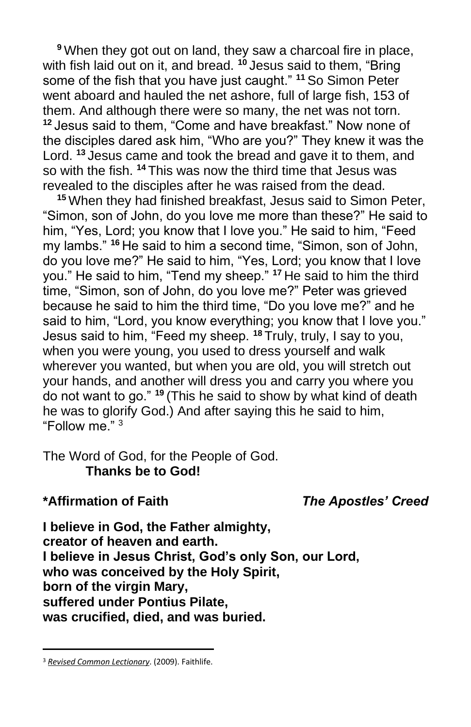[9] When they got out on land, they saw a charcoal fire in place, with fish laid out on it, and bread. [10] Jesus said to them, “Bring some of the fish that you have just caught.” [11] So Simon Peter went aboard and hauled the net ashore, full of large fish, 153 of them. And although there were so many, the net was not torn. [12] Jesus said to them, “Come and have breakfast.” Now none of the disciples dared ask him, “Who are you?” They knew it was the Lord. [13] Jesus came and took the bread and gave it to them, and so with the fish. [14] This was now the third time that Jesus was revealed to the disciples after he was raised from the dead.

[15] When they had finished breakfast, Jesus said to Simon Peter, “Simon, son of John, do you love me more than these?” He said to him, “Yes, Lord; you know that I love you.” He said to him, “Feed my lambs.” [16] He said to him a second time, “Simon, son of John, do you love me?” He said to him, “Yes, Lord; you know that I love you.” He said to him, “Tend my sheep.” [17] He said to him the third time, “Simon, son of John, do you love me?” Peter was grieved because he said to him the third time, “Do you love me?” and he said to him, “Lord, you know everything; you know that I love you.” Jesus said to him, “Feed my sheep. [18] Truly, truly, I say to you, when you were young, you used to dress yourself and walk wherever you wanted, but when you are old, you will stretch out your hands, and another will dress you and carry you where you do not want to go.” [19] (This he said to show by what kind of death he was to glorify God.) And after saying this he said to him, “Follow me.” [3]

The Word of God, for the People of God.
**Thanks be to God!**

**\*Affirmation of Faith** ***The Apostles’ Creed***

**I believe in God, the Father almighty,
creator of heaven and earth.
I believe in Jesus Christ, God’s only Son, our Lord,
who was conceived by the Holy Spirit,
born of the virgin Mary,
suffered under Pontius Pilate,
was crucified, died, and was buried.**

[3] *Revised Common Lectionary*. (2009). Faithlife.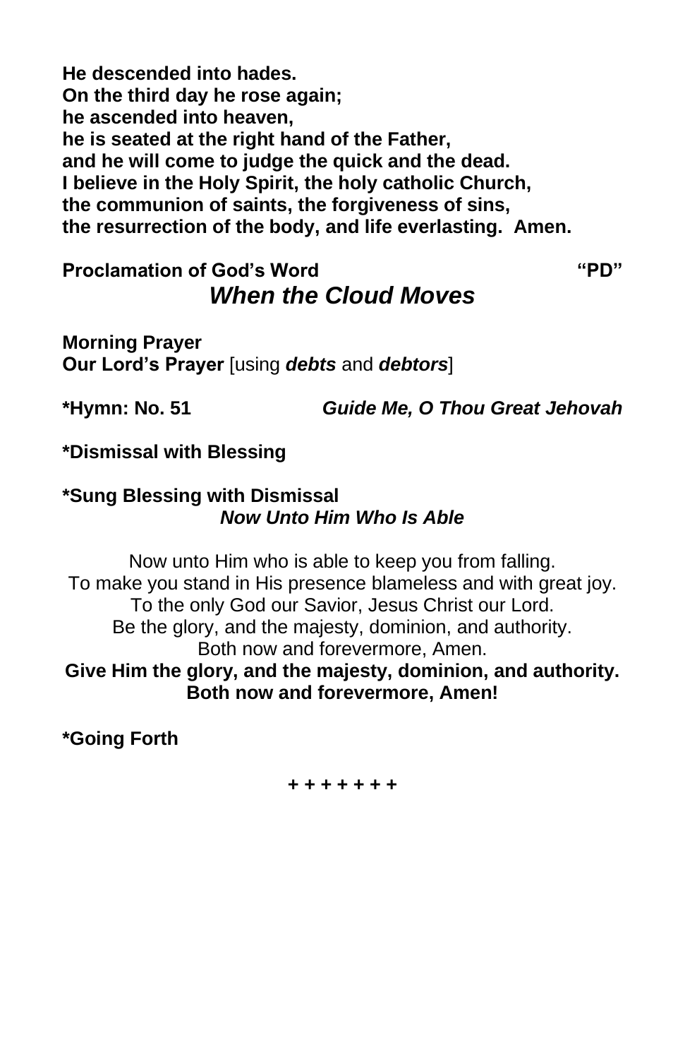**He descended into hades.**
**On the third day he rose again;**
**he ascended into heaven,**
**he is seated at the right hand of the Father,**
**and he will come to judge the quick and the dead.**
**I believe in the Holy Spirit, the holy catholic Church,**
**the communion of saints, the forgiveness of sins,**
**the resurrection of the body, and life everlasting. Amen.**

**Proclamation of God's Word** **"PD"**

***When the Cloud Moves***

**Morning Prayer**
**Our Lord's Prayer** [using ***debts*** and ***debtors***]

**\*Hymn: No. 51** ***Guide Me, O Thou Great Jehovah***

**\*Dismissal with Blessing**

**\*Sung Blessing with Dismissal**
***Now Unto Him Who Is Able***

Now unto Him who is able to keep you from falling.
To make you stand in His presence blameless and with great joy.
To the only God our Savior, Jesus Christ our Lord.
Be the glory, and the majesty, dominion, and authority.
Both now and forevermore, Amen.
**Give Him the glory, and the majesty, dominion, and authority.**
**Both now and forevermore, Amen!**

**\*Going Forth**

**+ + + + + + +**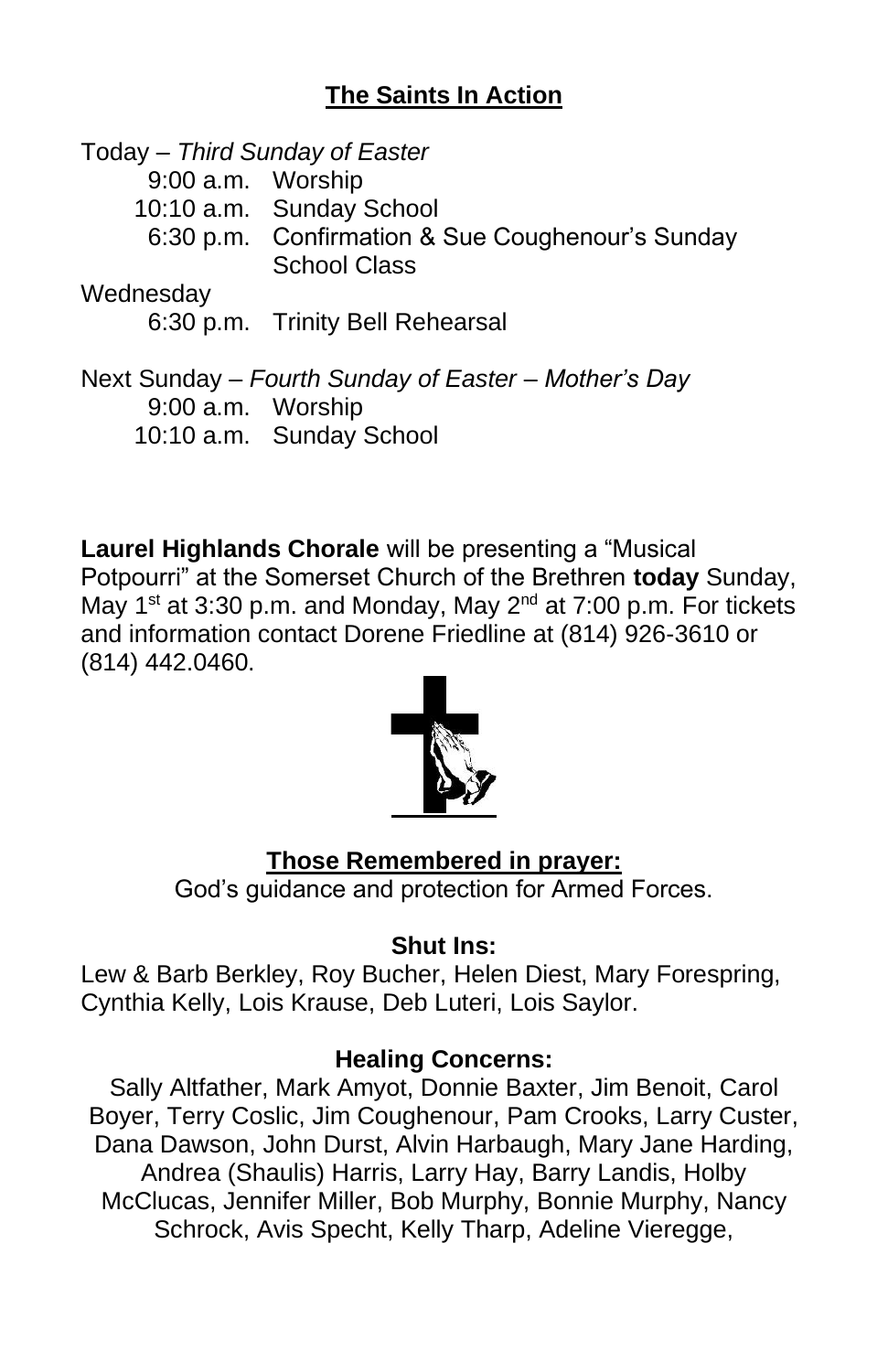## The Saints In Action

Today – *Third Sunday of Easter*

- 9:00 a.m. Worship
- 10:10 a.m. Sunday School
- 6:30 p.m. Confirmation & Sue Coughenour's Sunday School Class

Wednesday

- 6:30 p.m. Trinity Bell Rehearsal

Next Sunday – *Fourth Sunday of Easter – Mother's Day*

- 9:00 a.m. Worship
- 10:10 a.m. Sunday School

**Laurel Highlands Chorale** will be presenting a "Musical Potpourri" at the Somerset Church of the Brethren **today** Sunday, May 1st at 3:30 p.m. and Monday, May 2nd at 7:00 p.m. For tickets and information contact Dorene Friedline at (814) 926-3610 or (814) 442.0460.

### Those Remembered in prayer:

God's guidance and protection for Armed Forces.

**Shut Ins:**

Lew & Barb Berkley, Roy Bucher, Helen Diest, Mary Forespring, Cynthia Kelly, Lois Krause, Deb Luteri, Lois Saylor.

**Healing Concerns:**

Sally Altfather, Mark Amyot, Donnie Baxter, Jim Benoit, Carol Boyer, Terry Coslic, Jim Coughenour, Pam Crooks, Larry Custer, Dana Dawson, John Durst, Alvin Harbaugh, Mary Jane Harding, Andrea (Shaulis) Harris, Larry Hay, Barry Landis, Holby McClucas, Jennifer Miller, Bob Murphy, Bonnie Murphy, Nancy Schrock, Avis Specht, Kelly Tharp, Adeline Vieregge,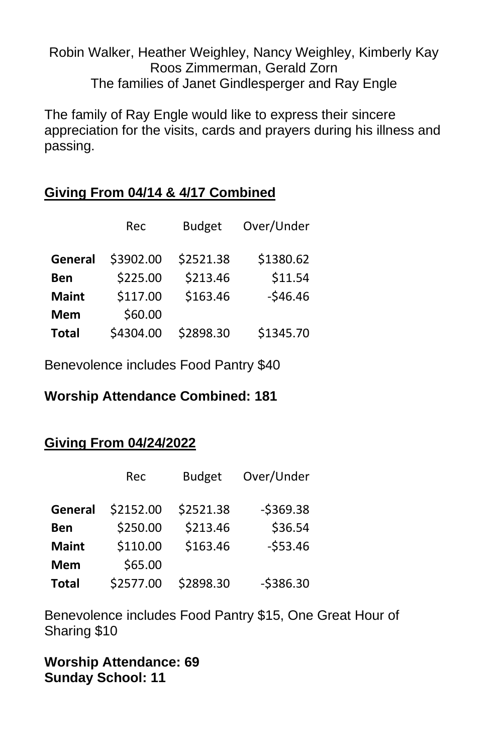Robin Walker, Heather Weighley, Nancy Weighley, Kimberly Kay Roos Zimmerman, Gerald Zorn
The families of Janet Gindlesperger and Ray Engle

The family of Ray Engle would like to express their sincere appreciation for the visits, cards and prayers during his illness and passing.

## Giving From 04/14 & 4/17 Combined

| | Rec | Budget | Over/Under |
|---|---|---|---|
| **General** | $3902.00 | $2521.38 | $1380.62 |
| **Ben** | $225.00 | $213.46 | $11.54 |
| **Maint** | $117.00 | $163.46 | -$46.46 |
| **Mem** | $60.00 | | |
| **Total** | $4304.00 | $2898.30 | $1345.70 |

Benevolence includes Food Pantry $40

**Worship Attendance Combined: 181**

## Giving From 04/24/2022

| | Rec | Budget | Over/Under |
|---|---|---|---|
| **General** | $2152.00 | $2521.38 | -$369.38 |
| **Ben** | $250.00 | $213.46 | $36.54 |
| **Maint** | $110.00 | $163.46 | -$53.46 |
| **Mem** | $65.00 | | |
| **Total** | $2577.00 | $2898.30 | -$386.30 |

Benevolence includes Food Pantry $15, One Great Hour of Sharing $10

**Worship Attendance: 69**
**Sunday School: 11**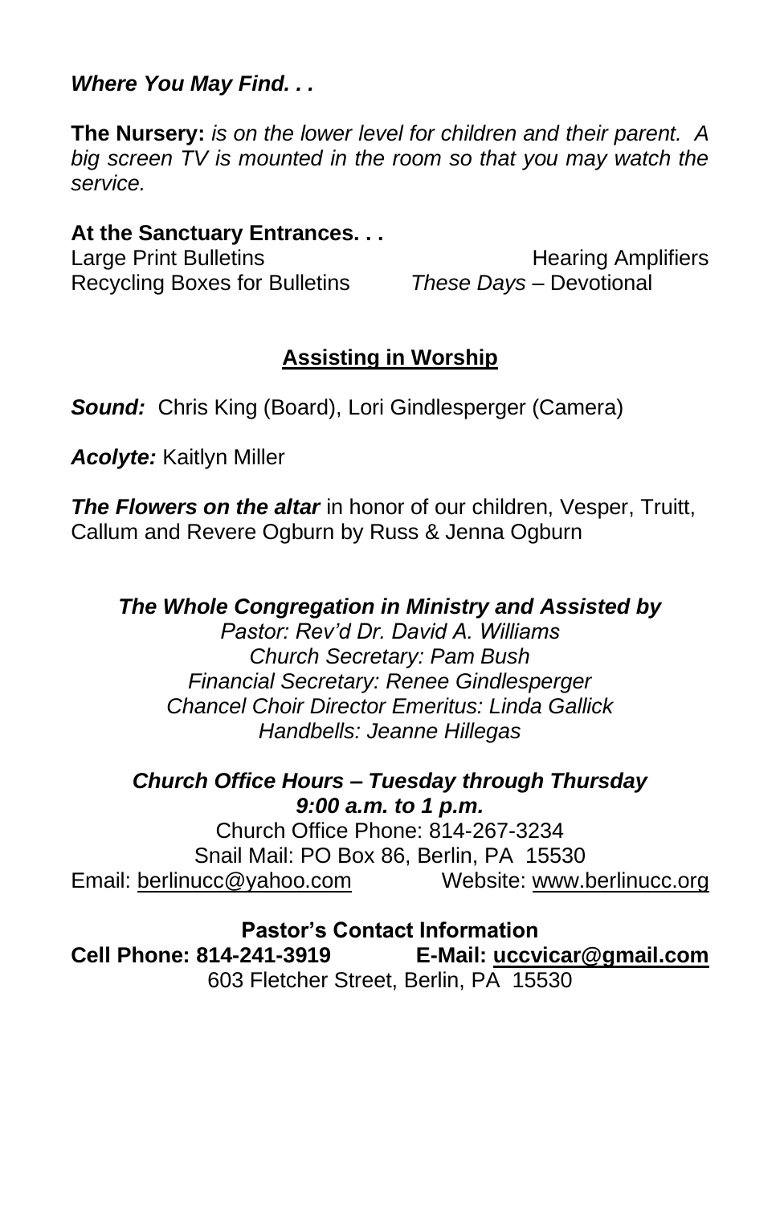***Where You May Find. . .***

**The Nursery:** *is on the lower level for children and their parent. A big screen TV is mounted in the room so that you may watch the service.*

**At the Sanctuary Entrances. . .**

Large Print Bulletins
Hearing Amplifiers
Recycling Boxes for Bulletins
*These Days* – Devotional

## Assisting in Worship

***Sound:*** Chris King (Board), Lori Gindlesperger (Camera)

***Acolyte:*** Kaitlyn Miller

***The Flowers on the altar*** in honor of our children, Vesper, Truitt, Callum and Revere Ogburn by Russ & Jenna Ogburn

***The Whole Congregation in Ministry and Assisted by***
*Pastor: Rev'd Dr. David A. Williams*
*Church Secretary: Pam Bush*
*Financial Secretary: Renee Gindlesperger*
*Chancel Choir Director Emeritus: Linda Gallick*
*Handbells: Jeanne Hillegas*

***Church Office Hours – Tuesday through Thursday***
***9:00 a.m. to 1 p.m.***
Church Office Phone: 814-267-3234
Snail Mail: PO Box 86, Berlin, PA 15530
Email: berlinucc@yahoo.com Website: www.berlinucc.org

**Pastor's Contact Information**
**Cell Phone: 814-241-3919 E-Mail: uccvicar@gmail.com**
603 Fletcher Street, Berlin, PA 15530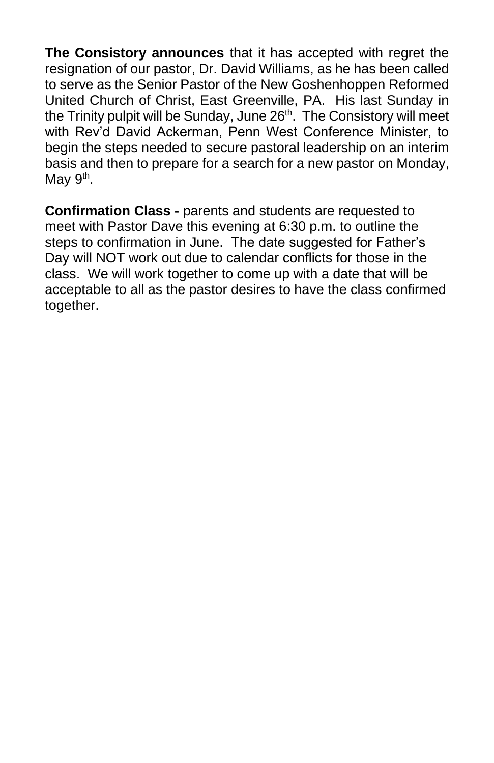**The Consistory announces** that it has accepted with regret the resignation of our pastor, Dr. David Williams, as he has been called to serve as the Senior Pastor of the New Goshenhoppen Reformed United Church of Christ, East Greenville, PA. His last Sunday in the Trinity pulpit will be Sunday, June 26th. The Consistory will meet with Rev'd David Ackerman, Penn West Conference Minister, to begin the steps needed to secure pastoral leadership on an interim basis and then to prepare for a search for a new pastor on Monday, May 9th.

**Confirmation Class -** parents and students are requested to meet with Pastor Dave this evening at 6:30 p.m. to outline the steps to confirmation in June. The date suggested for Father's Day will NOT work out due to calendar conflicts for those in the class. We will work together to come up with a date that will be acceptable to all as the pastor desires to have the class confirmed together.